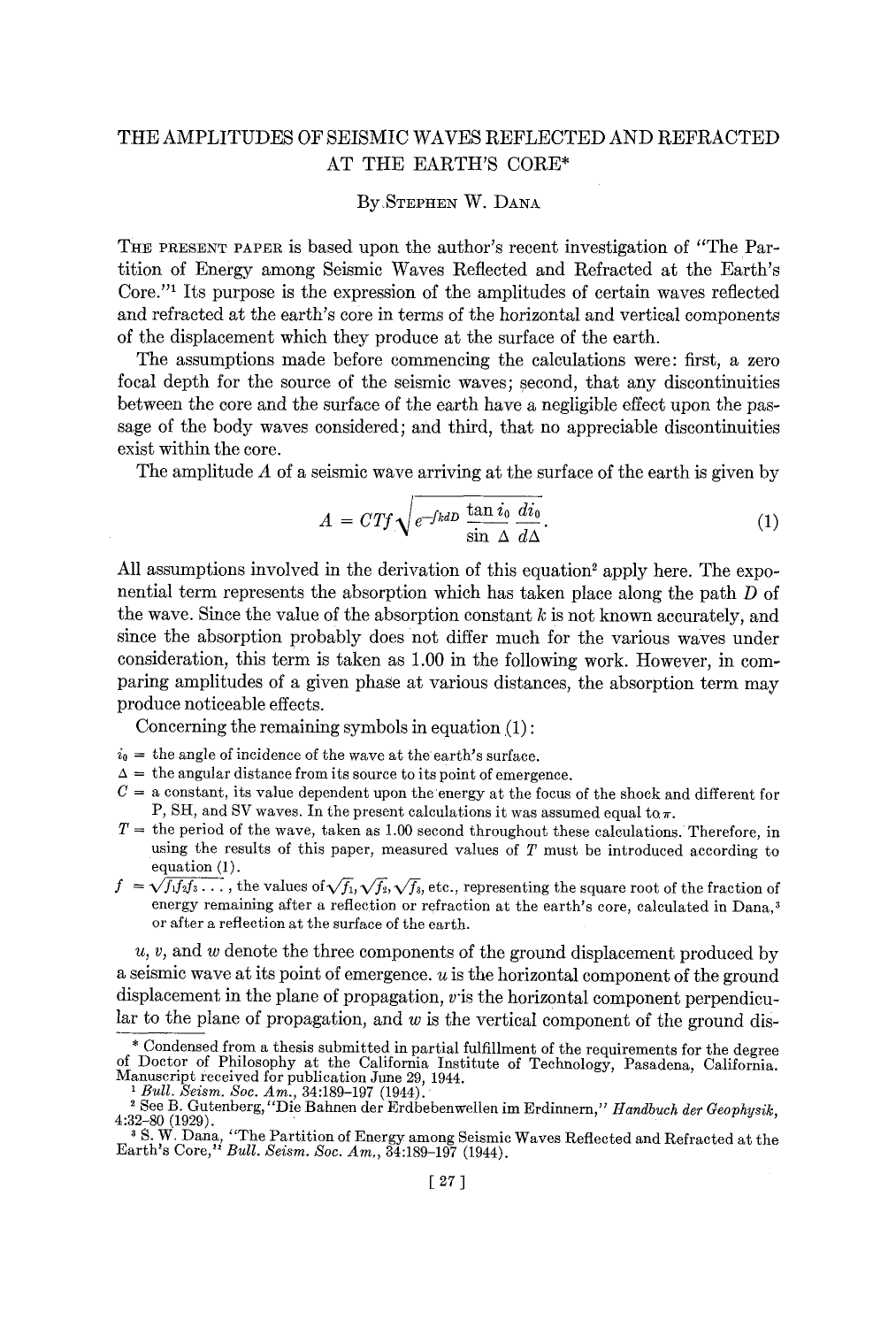# THE AMPLITUDES OF SEISMIC WAVES REFLECTED AND REFRACTED AT THE EARTH'S CORE*

By STEPHEN W. DANA

THE PRESENT PAPER is based upon the author's recent investigation of "The Partition of Energy among Seismic Waves Reflected and Refracted at the Earth's Core."[1] Its purpose is the expression of the amplitudes of certain waves reflected and refracted at the earth's core in terms of the horizontal and vertical components of the displacement which they produce at the surface of the earth.

The assumptions made before commencing the calculations were: first, a zero focal depth for the source of the seismic waves; second, that any discontinuities between the core and the surface of the earth have a negligible effect upon the passage of the body waves considered; and third, that no appreciable discontinuities exist within the core.

The amplitude $A$ of a seismic wave arriving at the surface of the earth is given by

$$A = CTf\sqrt{e^{-\int kdD}\,\frac{\tan i_0}{\sin \Delta}\,\frac{di_0}{d\Delta}}. \tag{1}$$

All assumptions involved in the derivation of this equation[2] apply here. The exponential term represents the absorption which has taken place along the path $D$ of the wave. Since the value of the absorption constant $k$ is not known accurately, and since the absorption probably does not differ much for the various waves under consideration, this term is taken as 1.00 in the following work. However, in comparing amplitudes of a given phase at various distances, the absorption term may produce noticeable effects.

Concerning the remaining symbols in equation (1):

$i_0$ = the angle of incidence of the wave at the earth's surface.

$\Delta$ = the angular distance from its source to its point of emergence.

$C$ = a constant, its value dependent upon the energy at the focus of the shock and different for P, SH, and SV waves. In the present calculations it was assumed equal to $\pi$.

$T$ = the period of the wave, taken as 1.00 second throughout these calculations. Therefore, in using the results of this paper, measured values of $T$ must be introduced according to equation (1).

$f$ = $\sqrt{f_1 f_2 f_3 \ldots}$, the values of $\sqrt{f_1}$, $\sqrt{f_2}$, $\sqrt{f_3}$, etc., representing the square root of the fraction of energy remaining after a reflection or refraction at the earth's core, calculated in Dana,[3] or after a reflection at the surface of the earth.

$u$, $v$, and $w$ denote the three components of the ground displacement produced by a seismic wave at its point of emergence. $u$ is the horizontal component of the ground displacement in the plane of propagation, $v$ is the horizontal component perpendicular to the plane of propagation, and $w$ is the vertical component of the ground dis-

---

\* Condensed from a thesis submitted in partial fulfillment of the requirements for the degree of Doctor of Philosophy at the California Institute of Technology, Pasadena, California. Manuscript received for publication June 29, 1944.

[1] *Bull. Seism. Soc. Am.*, 34:189–197 (1944).

[2] See B. Gutenberg, "Die Bahnen der Erdbebenwellen im Erdinnern," *Handbuch der Geophysik*, 4:32–80 (1929).

[3] S. W. Dana, "The Partition of Energy among Seismic Waves Reflected and Refracted at the Earth's Core," *Bull. Seism. Soc. Am.*, 34:189–197 (1944).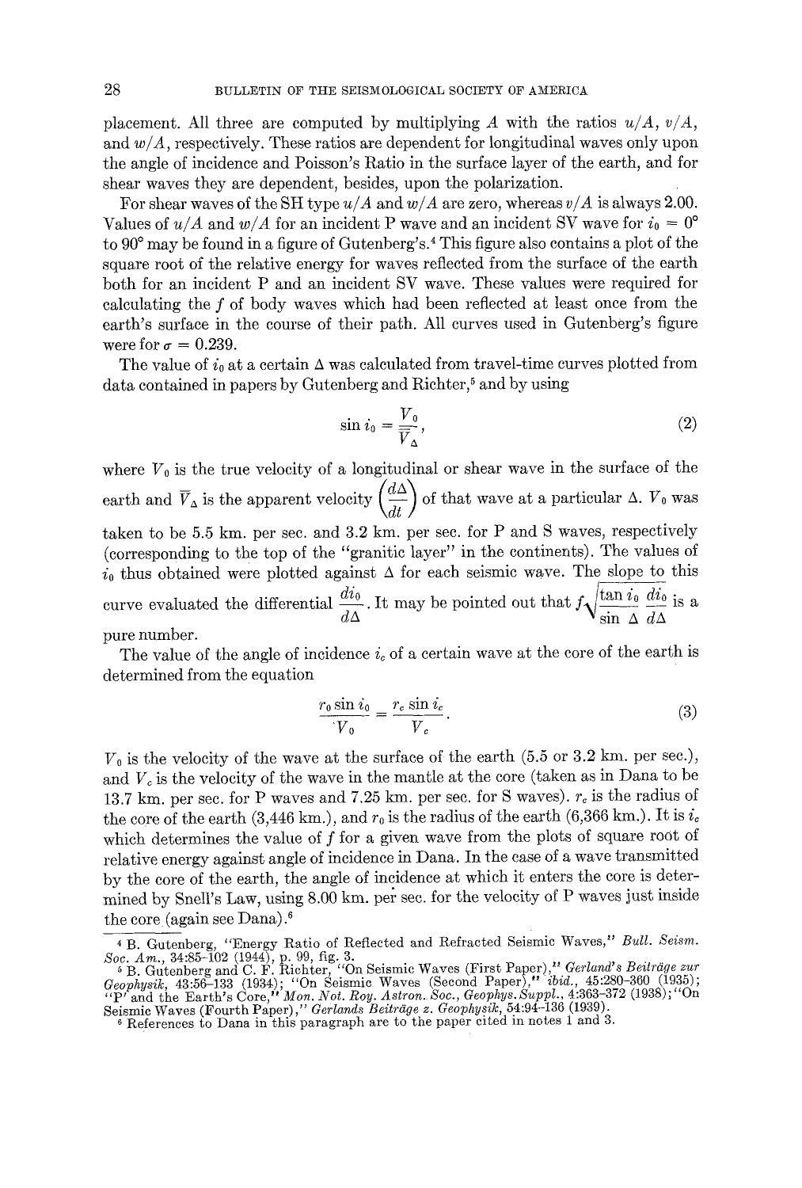placement. All three are computed by multiplying $A$ with the ratios $u/A$, $v/A$, and $w/A$, respectively. These ratios are dependent for longitudinal waves only upon the angle of incidence and Poisson's Ratio in the surface layer of the earth, and for shear waves they are dependent, besides, upon the polarization.

For shear waves of the SH type $u/A$ and $w/A$ are zero, whereas $v/A$ is always 2.00. Values of $u/A$ and $w/A$ for an incident P wave and an incident SV wave for $i_0 = 0°$ to $90°$ may be found in a figure of Gutenberg's.[4] This figure also contains a plot of the square root of the relative energy for waves reflected from the surface of the earth both for an incident P and an incident SV wave. These values were required for calculating the $f$ of body waves which had been reflected at least once from the earth's surface in the course of their path. All curves used in Gutenberg's figure were for $\sigma = 0.239$.

The value of $i_0$ at a certain $\Delta$ was calculated from travel-time curves plotted from data contained in papers by Gutenberg and Richter,[5] and by using

$$\sin i_0 = \frac{V_0}{\overline{V}_\Delta}, \tag{2}$$

where $V_0$ is the true velocity of a longitudinal or shear wave in the surface of the earth and $\overline{V}_\Delta$ is the apparent velocity $\left(\frac{d\Delta}{dt}\right)$ of that wave at a particular $\Delta$. $V_0$ was taken to be 5.5 km. per sec. and 3.2 km. per sec. for P and S waves, respectively (corresponding to the top of the "granitic layer" in the continents). The values of $i_0$ thus obtained were plotted against $\Delta$ for each seismic wave. The slope to this curve evaluated the differential $\frac{di_0}{d\Delta}$. It may be pointed out that $f\sqrt{\frac{\tan i_0}{\sin \Delta}\frac{di_0}{d\Delta}}$ is a pure number.

The value of the angle of incidence $i_c$ of a certain wave at the core of the earth is determined from the equation

$$\frac{r_0 \sin i_0}{V_0} = \frac{r_c \sin i_c}{V_c}. \tag{3}$$

$V_0$ is the velocity of the wave at the surface of the earth (5.5 or 3.2 km. per sec.), and $V_c$ is the velocity of the wave in the mantle at the core (taken as in Dana to be 13.7 km. per sec. for P waves and 7.25 km. per sec. for S waves). $r_c$ is the radius of the core of the earth (3,446 km.), and $r_0$ is the radius of the earth (6,366 km.). It is $i_c$ which determines the value of $f$ for a given wave from the plots of square root of relative energy against angle of incidence in Dana. In the case of a wave transmitted by the core of the earth, the angle of incidence at which it enters the core is determined by Snell's Law, using 8.00 km. per sec. for the velocity of P waves just inside the core (again see Dana).[6]

---

[4] B. Gutenberg, "Energy Ratio of Reflected and Refracted Seismic Waves," *Bull. Seism. Soc. Am.*, 34:85–102 (1944), p. 99, fig. 3.

[5] B. Gutenberg and C. F. Richter, "On Seismic Waves (First Paper)," *Gerland's Beiträge zur Geophysik*, 43:56–133 (1934); "On Seismic Waves (Second Paper)," *ibid.*, 45:280–360 (1935); "P' and the Earth's Core," *Mon. Not. Roy. Astron. Soc., Geophys. Suppl.*, 4:363–372 (1938); "On Seismic Waves (Fourth Paper)," *Gerlands Beiträge z. Geophysik*, 54:94–136 (1939).

[6] References to Dana in this paragraph are to the paper cited in notes 1 and 3.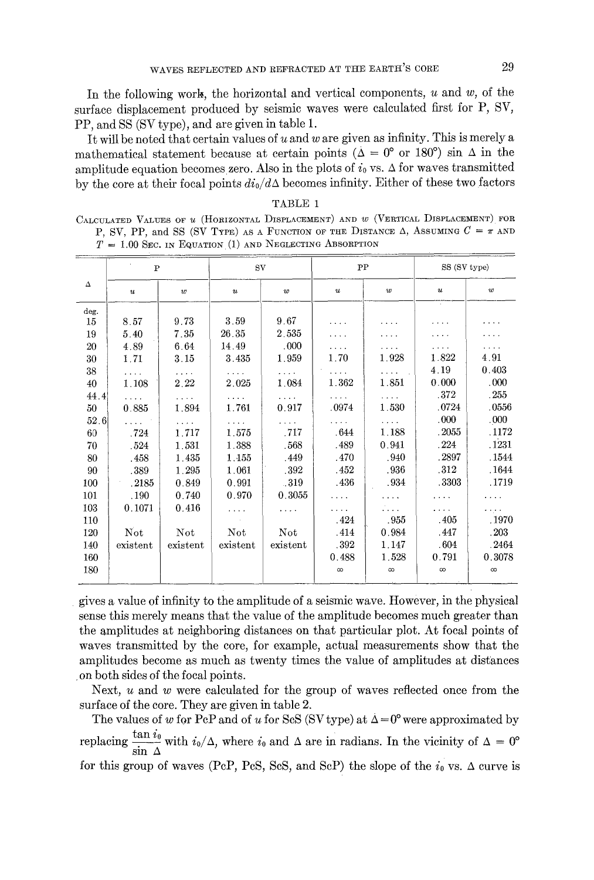In the following work, the horizontal and vertical components, $u$ and $w$, of the surface displacement produced by seismic waves were calculated first for P, SV, PP, and SS (SV type), and are given in table 1.

It will be noted that certain values of $u$ and $w$ are given as infinity. This is merely a mathematical statement because at certain points ($\Delta = 0°$ or $180°$) $\sin \Delta$ in the amplitude equation becomes zero. Also in the plots of $i_0$ vs. $\Delta$ for waves transmitted by the core at their focal points $di_0/d\Delta$ becomes infinity. Either of these two factors gives a value of infinity to the amplitude of a seismic wave. However, in the physical sense this merely means that the value of the amplitude becomes much greater than the amplitudes at neighboring distances on that particular plot. At focal points of waves transmitted by the core, for example, actual measurements show that the amplitudes become as much as twenty times the value of amplitudes at distances on both sides of the focal points.

TABLE 1

CALCULATED VALUES OF $u$ (HORIZONTAL DISPLACEMENT) AND $w$ (VERTICAL DISPLACEMENT) FOR P, SV, PP, AND SS (SV TYPE) AS A FUNCTION OF THE DISTANCE $\Delta$, ASSUMING $C = \pi$ AND $T = 1.00$ SEC. IN EQUATION (1) AND NEGLECTING ABSORPTION

| $\Delta$ | P | | SV | | PP | | SS (SV type) | |
|---|---|---|---|---|---|---|---|---|
| | $u$ | $w$ | $u$ | $w$ | $u$ | $w$ | $u$ | $w$ |
| deg. | | | | | | | | |
| 15 | 8.57 | 9.73 | 3.59 | 9.67 | .... | .... | .... | .... |
| 19 | 5.40 | 7.35 | 26.35 | 2.535 | .... | .... | .... | .... |
| 20 | 4.89 | 6.64 | 14.49 | .000 | .... | .... | .... | .... |
| 30 | 1.71 | 3.15 | 3.435 | 1.959 | 1.70 | 1.928 | 1.822 | 4.91 |
| 38 | .... | .... | .... | .... | .... | .... | 4.19 | 0.403 |
| 40 | 1.108 | 2.22 | 2.025 | 1.084 | 1.362 | 1.851 | 0.000 | .000 |
| 44.4 | .... | .... | .... | .... | .... | .... | .372 | .255 |
| 50 | 0.885 | 1.894 | 1.761 | 0.917 | .0974 | 1.530 | .0724 | .0556 |
| 52.6 | .... | .... | .... | .... | .... | .... | .000 | .000 |
| 60 | .724 | 1.717 | 1.575 | .717 | .644 | 1.188 | .2055 | .1172 |
| 70 | .524 | 1.531 | 1.388 | .568 | .489 | 0.941 | .224 | .1231 |
| 80 | .458 | 1.435 | 1.155 | .449 | .470 | .940 | .2897 | .1544 |
| 90 | .389 | 1.295 | 1.061 | .392 | .452 | .936 | .312 | .1644 |
| 100 | .2185 | 0.849 | 0.991 | .319 | .436 | .934 | .3303 | .1719 |
| 101 | .190 | 0.740 | 0.970 | 0.3055 | .... | .... | .... | .... |
| 103 | 0.1071 | 0.416 | .... | .... | .... | .... | .... | .... |
| 110 | | | | | .424 | .955 | .405 | .1970 |
| 120 | Not | Not | Not | Not | .414 | 0.984 | .447 | .203 |
| 140 | existent | existent | existent | existent | .392 | 1.147 | .604 | .2464 |
| 160 | | | | | 0.488 | 1.528 | 0.791 | 0.3078 |
| 180 | | | | | $\infty$ | $\infty$ | $\infty$ | $\infty$ |

Next, $u$ and $w$ were calculated for the group of waves reflected once from the surface of the core. They are given in table 2.

The values of $w$ for PcP and of $u$ for ScS (SV type) at $\Delta = 0°$ were approximated by replacing $\frac{\tan i_0}{\sin \Delta}$ with $i_0/\Delta$, where $i_0$ and $\Delta$ are in radians. In the vicinity of $\Delta = 0°$ for this group of waves (PcP, PcS, ScS, and ScP) the slope of the $i_0$ vs. $\Delta$ curve is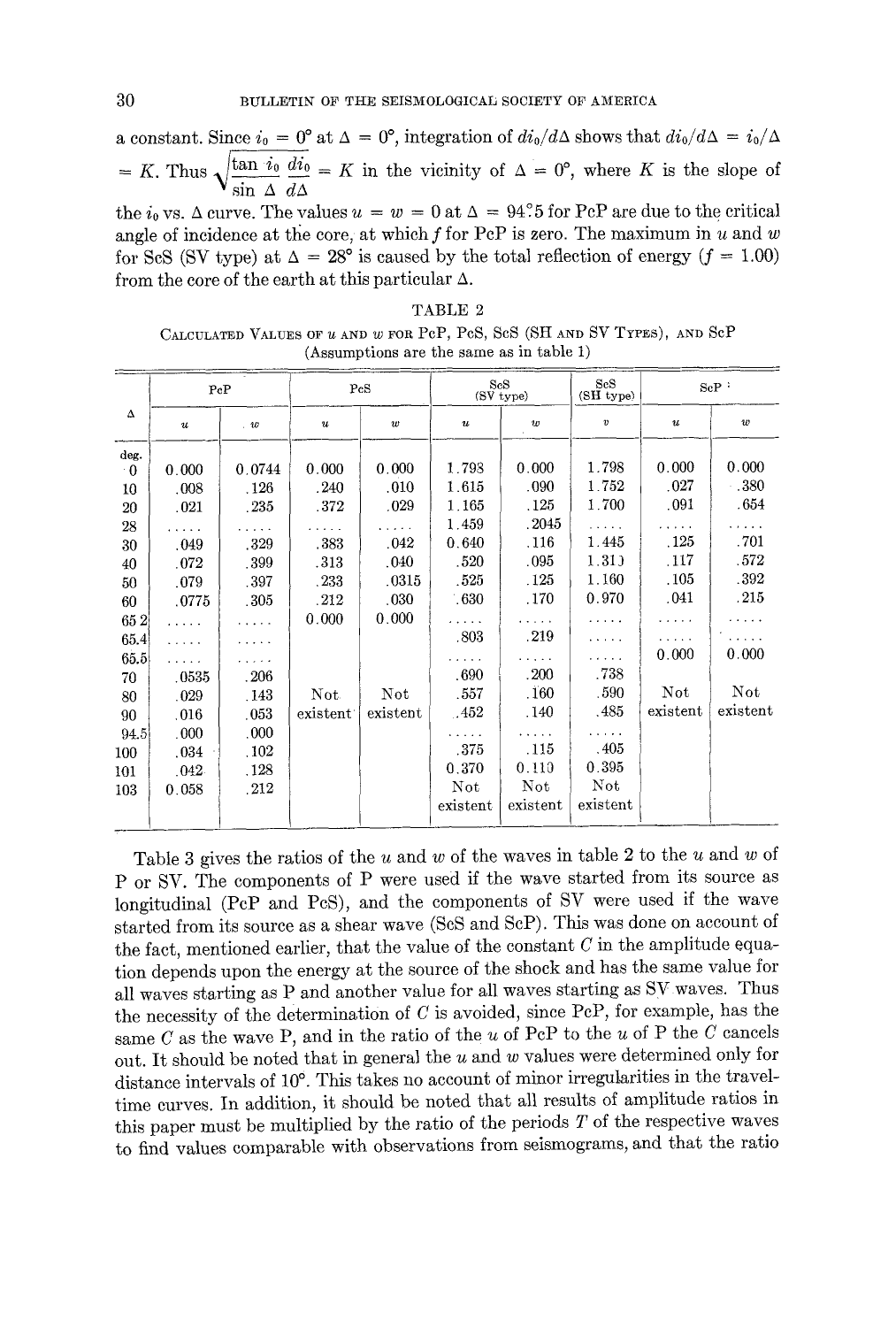a constant. Since $i_0 = 0°$ at $\Delta = 0°$, integration of $di_0/d\Delta$ shows that $di_0/d\Delta = i_0/\Delta = K$. Thus $\sqrt{\frac{\tan i_0}{\sin \Delta} \frac{di_0}{d\Delta}} = K$ in the vicinity of $\Delta = 0°$, where $K$ is the slope of the $i_0$ vs. $\Delta$ curve. The values $u = w = 0$ at $\Delta = 94.5°$ for PcP are due to the critical angle of incidence at the core, at which $f$ for PcP is zero. The maximum in $u$ and $w$ for ScS (SV type) at $\Delta = 28°$ is caused by the total reflection of energy ($f = 1.00$) from the core of the earth at this particular $\Delta$.

TABLE 2

Calculated Values of $u$ and $w$ for PcP, PcS, ScS (SH and SV Types), and ScP
(Assumptions are the same as in table 1)

| $\Delta$ | PcP | | PcS | | ScS (SV type) | | ScS (SH type) | ScP | |
|---|---|---|---|---|---|---|---|---|---|
| | $u$ | $w$ | $u$ | $w$ | $u$ | $w$ | $v$ | $u$ | $w$ |
| deg. | | | | | | | | | |
| 0 | 0.000 | 0.0744 | 0.000 | 0.000 | 1.798 | 0.000 | 1.798 | 0.000 | 0.000 |
| 10 | .008 | .126 | .240 | .010 | 1.615 | .090 | 1.752 | .027 | .380 |
| 20 | .021 | .235 | .372 | .029 | 1.165 | .125 | 1.700 | .091 | .654 |
| 28 | ..... | ..... | ..... | ..... | 1.459 | .2045 | ..... | ..... | ..... |
| 30 | .049 | .329 | .383 | .042 | 0.640 | .116 | 1.445 | .125 | .701 |
| 40 | .072 | .399 | .313 | .040 | .520 | .095 | 1.313 | .117 | .572 |
| 50 | .079 | .397 | .233 | .0315 | .525 | .125 | 1.160 | .105 | .392 |
| 60 | .0775 | .305 | .212 | .030 | .630 | .170 | 0.970 | .041 | .215 |
| 65.2 | ..... | ..... | 0.000 | 0.000 | ..... | ..... | ..... | ..... | ..... |
| 65.4 | ..... | ..... | | | .803 | .219 | ..... | ..... | ..... |
| 65.5 | ..... | ..... | | | ..... | ..... | ..... | 0.000 | 0.000 |
| 70 | .0535 | .206 | | | .690 | .200 | .738 | | |
| 80 | .029 | .143 | Not | Not | .557 | .160 | .590 | Not | Not |
| 90 | .016 | .053 | existent | existent | .452 | .140 | .485 | existent | existent |
| 94.5 | .000 | .000 | | | ..... | ..... | ..... | | |
| 100 | .034 | .102 | | | .375 | .115 | .405 | | |
| 101 | .042 | .128 | | | 0.370 | 0.110 | 0.395 | | |
| 103 | 0.058 | .212 | | | Not existent | Not existent | Not existent | | |

Table 3 gives the ratios of the $u$ and $w$ of the waves in table 2 to the $u$ and $w$ of P or SV. The components of P were used if the wave started from its source as longitudinal (PcP and PcS), and the components of SV were used if the wave started from its source as a shear wave (ScS and ScP). This was done on account of the fact, mentioned earlier, that the value of the constant $C$ in the amplitude equation depends upon the energy at the source of the shock and has the same value for all waves starting as P and another value for all waves starting as SV waves. Thus the necessity of the determination of $C$ is avoided, since PcP, for example, has the same $C$ as the wave P, and in the ratio of the $u$ of PcP to the $u$ of P the $C$ cancels out. It should be noted that in general the $u$ and $w$ values were determined only for distance intervals of 10°. This takes no account of minor irregularities in the travel-time curves. In addition, it should be noted that all results of amplitude ratios in this paper must be multiplied by the ratio of the periods $T$ of the respective waves to find values comparable with observations from seismograms, and that the ratio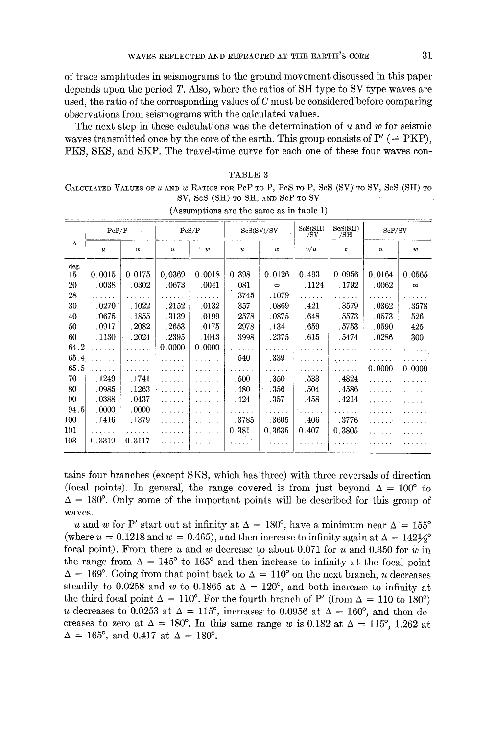of trace amplitudes in seismograms to the ground movement discussed in this paper depends upon the period $T$. Also, where the ratios of SH type to SV type waves are used, the ratio of the corresponding values of $C$ must be considered before comparing observations from seismograms with the calculated values.

The next step in these calculations was the determination of $u$ and $w$ for seismic waves transmitted once by the core of the earth. This group consists of P′ (= PKP), PKS, SKS, and SKP. The travel-time curve for each one of these four waves contains four branches (except SKS, which has three) with three reversals of direction (focal points). In general, the range covered is from just beyond $\Delta = 100°$ to $\Delta = 180°$. Only some of the important points will be described for this group of waves.

TABLE 3

Calculated Values of $u$ and $w$ Ratios for PcP to P, PcS to P, ScS (SV) to SV, ScS (SH) to SV, ScS (SH) to SH, and ScP to SV

(Assumptions are the same as in table 1)

| Δ | PcP/P | | PcS/P | | ScS(SV)/SV | | ScS(SH)/SV | ScS(SH)/SH | ScP/SV | |
|---|---|---|---|---|---|---|---|---|---|---|
| | $u$ | $w$ | $u$ | $w$ | $u$ | $w$ | $v/u$ | $v$ | $u$ | $w$ |
| deg. | | | | | | | | | | |
| 15 | 0.0015 | 0.0175 | 0.0369 | 0.0018 | 0.398 | 0.0126 | 0.493 | 0.0956 | 0.0164 | 0.0565 |
| 20 | .0038 | .0302 | .0673 | .0041 | .081 | ∞ | .1124 | .1792 | .0062 | ∞ |
| 28 | ...... | ...... | ...... | ...... | .3745 | .1079 | ...... | ...... | ...... | ...... |
| 30 | .0270 | .1022 | .2152 | .0132 | .357 | .0869 | .421 | .3579 | .0362 | .3578 |
| 40 | .0675 | .1855 | .3139 | .0199 | .2578 | .0875 | .648 | .5573 | .0573 | .526 |
| 50 | .0917 | .2082 | .2653 | .0175 | .2978 | .134 | .659 | .5753 | .0590 | .425 |
| 60 | .1130 | .2024 | .2395 | .1043 | .3998 | .2375 | .615 | .5474 | .0286 | .300 |
| 64.2 | ...... | ...... | 0.0000 | 0.0000 | ...... | ...... | ...... | ...... | ...... | ...... |
| 65.4 | ...... | ...... | ...... | ...... | .540 | .339 | ...... | ...... | ...... | ...... |
| 65.5 | ...... | ...... | ...... | ...... | ...... | ...... | ...... | ...... | 0.0000 | 0.0000 |
| 70 | .1249 | .1741 | ...... | ...... | .500 | .350 | .533 | .4824 | ...... | ...... |
| 80 | .0985 | .1263 | ...... | ...... | .480 | .356 | .504 | .4586 | ...... | ...... |
| 90 | .0388 | .0437 | ...... | ...... | .424 | .357 | .458 | .4214 | ...... | ...... |
| 94.5 | .0000 | .0000 | ...... | ...... | ...... | ...... | ...... | ...... | ...... | ...... |
| 100 | .1416 | .1379 | ...... | ...... | .3785 | .3605 | .406 | .3776 | ...... | ...... |
| 101 | ...... | ...... | ...... | ...... | 0.381 | 0.3635 | 0.407 | 0.3805 | ...... | ...... |
| 103 | 0.3319 | 0.3117 | ...... | ...... | ...... | ...... | ...... | ...... | ...... | ...... |

$u$ and $w$ for P′ start out at infinity at $\Delta = 180°$, have a minimum near $\Delta = 155°$ (where $u = 0.1218$ and $w = 0.465$), and then increase to infinity again at $\Delta = 142\frac{1}{2}°$ focal point). From there $u$ and $w$ decrease to about 0.071 for $u$ and 0.350 for $w$ in the range from $\Delta = 145°$ to $165°$ and then increase to infinity at the focal point $\Delta = 169°$. Going from that point back to $\Delta = 110°$ on the next branch, $u$ decreases steadily to 0.0258 and $w$ to 0.1865 at $\Delta = 120°$, and both increase to infinity at the third focal point $\Delta = 110°$. For the fourth branch of P′ (from $\Delta = 110$ to $180°$) $u$ decreases to 0.0253 at $\Delta = 115°$, increases to 0.0956 at $\Delta = 160°$, and then decreases to zero at $\Delta = 180°$. In this same range $w$ is 0.182 at $\Delta = 115°$, 1.262 at $\Delta = 165°$, and 0.417 at $\Delta = 180°$.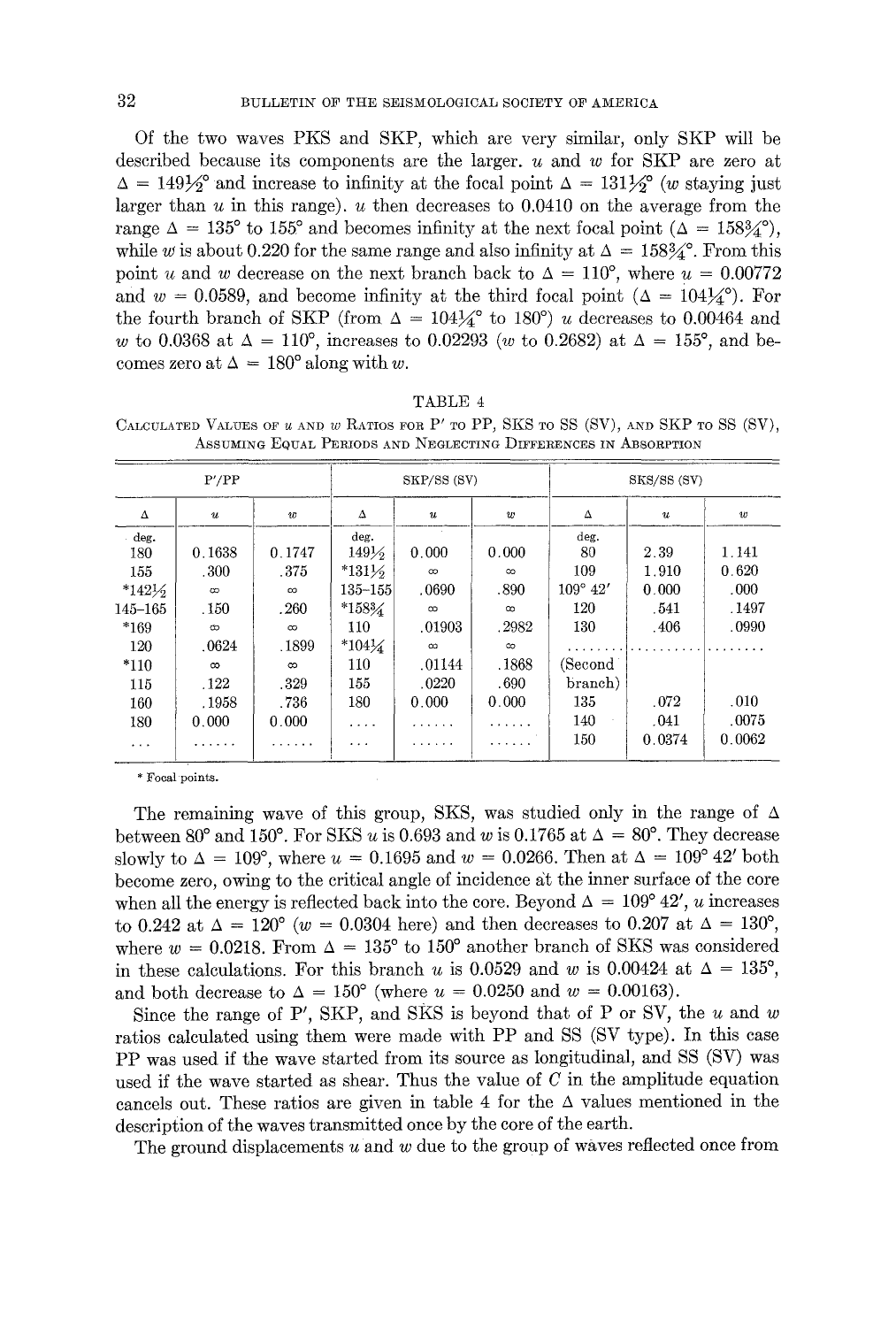Of the two waves PKS and SKP, which are very similar, only SKP will be described because its components are the larger. $u$ and $w$ for SKP are zero at $\Delta = 149\frac{1}{2}°$ and increase to infinity at the focal point $\Delta = 131\frac{1}{2}°$ ($w$ staying just larger than $u$ in this range). $u$ then decreases to 0.0410 on the average from the range $\Delta = 135°$ to $155°$ and becomes infinity at the next focal point ($\Delta = 158\frac{3}{4}°$), while $w$ is about 0.220 for the same range and also infinity at $\Delta = 158\frac{3}{4}°$. From this point $u$ and $w$ decrease on the next branch back to $\Delta = 110°$, where $u = 0.00772$ and $w = 0.0589$, and become infinity at the third focal point ($\Delta = 104\frac{1}{4}°$). For the fourth branch of SKP (from $\Delta = 104\frac{1}{4}°$ to $180°$) $u$ decreases to 0.00464 and $w$ to 0.0368 at $\Delta = 110°$, increases to 0.02293 ($w$ to 0.2682) at $\Delta = 155°$, and becomes zero at $\Delta = 180°$ along with $w$.

TABLE 4

CALCULATED VALUES OF $u$ AND $w$ RATIOS FOR P′ TO PP, SKS TO SS (SV), AND SKP TO SS (SV), ASSUMING EQUAL PERIODS AND NEGLECTING DIFFERENCES IN ABSORPTION

| P′/PP | | | SKP/SS (SV) | | | SKS/SS (SV) | | |
|---|---|---|---|---|---|---|---|---|
| Δ | $u$ | $w$ | Δ | $u$ | $w$ | Δ | $u$ | $w$ |
| deg. | | | deg. | | | deg. | | |
| 180 | 0.1638 | 0.1747 | 149½ | 0.000 | 0.000 | 80 | 2.39 | 1.141 |
| 155 | .300 | .375 | *131½ | ∞ | ∞ | 109 | 1.910 | 0.620 |
| *142½ | ∞ | ∞ | 135–155 | .0690 | .890 | 109° 42′ | 0.000 | .000 |
| 145–165 | .150 | .260 | *158¾ | ∞ | ∞ | 120 | .541 | .1497 |
| *169 | ∞ | ∞ | 110 | .01903 | .2982 | 130 | .406 | .0990 |
| 120 | .0624 | .1899 | *104¼ | ∞ | ∞ | ....... | ......... | ....... |
| *110 | ∞ | ∞ | 110 | .01144 | .1868 | (Second | | |
| 115 | .122 | .329 | 155 | .0220 | .690 | branch) | | |
| 160 | .1958 | .736 | 180 | 0.000 | 0.000 | 135 | .072 | .010 |
| 180 | 0.000 | 0.000 | .... | ...... | ...... | 140 | .041 | .0075 |
| ... | ...... | ...... | ... | ...... | ...... | 150 | 0.0374 | 0.0062 |

\* Focal points.

The remaining wave of this group, SKS, was studied only in the range of Δ between 80° and 150°. For SKS $u$ is 0.693 and $w$ is 0.1765 at $\Delta = 80°$. They decrease slowly to $\Delta = 109°$, where $u = 0.1695$ and $w = 0.0266$. Then at $\Delta = 109° 42'$ both become zero, owing to the critical angle of incidence at the inner surface of the core when all the energy is reflected back into the core. Beyond $\Delta = 109° 42'$, $u$ increases to 0.242 at $\Delta = 120°$ ($w = 0.0304$ here) and then decreases to 0.207 at $\Delta = 130°$, where $w = 0.0218$. From $\Delta = 135°$ to $150°$ another branch of SKS was considered in these calculations. For this branch $u$ is 0.0529 and $w$ is 0.00424 at $\Delta = 135°$, and both decrease to $\Delta = 150°$ (where $u = 0.0250$ and $w = 0.00163$).

Since the range of P′, SKP, and SKS is beyond that of P or SV, the $u$ and $w$ ratios calculated using them were made with PP and SS (SV type). In this case PP was used if the wave started from its source as longitudinal, and SS (SV) was used if the wave started as shear. Thus the value of $C$ in the amplitude equation cancels out. These ratios are given in table 4 for the Δ values mentioned in the description of the waves transmitted once by the core of the earth.

The ground displacements $u$ and $w$ due to the group of waves reflected once from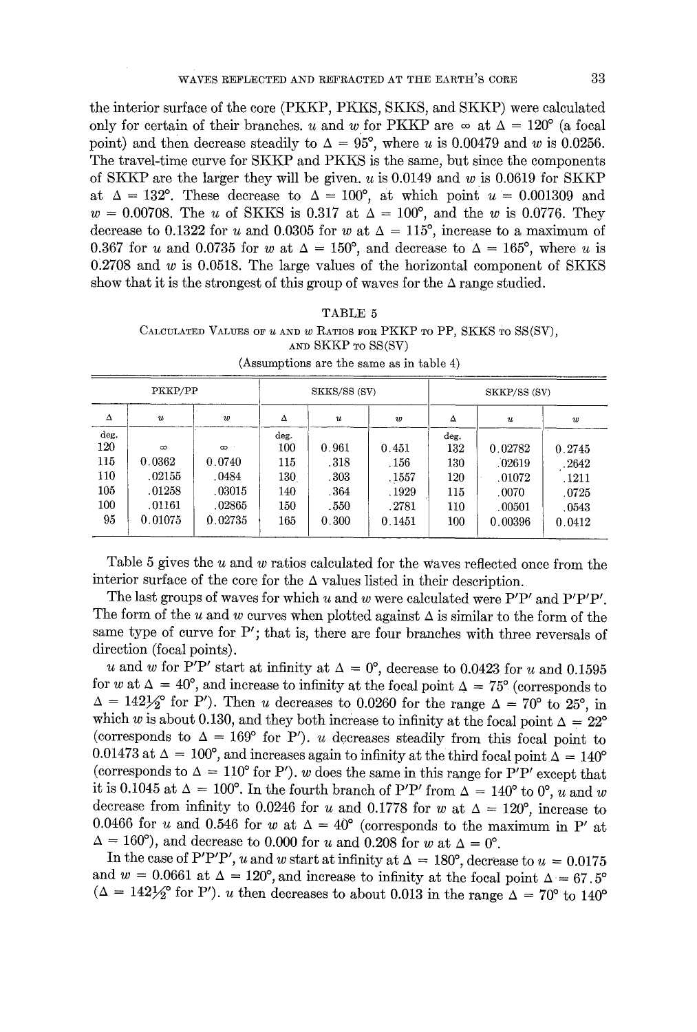the interior surface of the core (PKKP, PKKS, SKKS, and SKKP) were calculated only for certain of their branches. $u$ and $w$ for PKKP are $\infty$ at $\Delta = 120°$ (a focal point) and then decrease steadily to $\Delta = 95°$, where $u$ is 0.00479 and $w$ is 0.0256. The travel-time curve for SKKP and PKKS is the same, but since the components of SKKP are the larger they will be given. $u$ is 0.0149 and $w$ is 0.0619 for SKKP at $\Delta = 132°$. These decrease to $\Delta = 100°$, at which point $u = 0.001309$ and $w = 0.00708$. The $u$ of SKKS is 0.317 at $\Delta = 100°$, and the $w$ is 0.0776. They decrease to 0.1322 for $u$ and 0.0305 for $w$ at $\Delta = 115°$, increase to a maximum of 0.367 for $u$ and 0.0735 for $w$ at $\Delta = 150°$, and decrease to $\Delta = 165°$, where $u$ is 0.2708 and $w$ is 0.0518. The large values of the horizontal component of SKKS show that it is the strongest of this group of waves for the $\Delta$ range studied.

TABLE 5

Calculated Values of $u$ and $w$ Ratios for PKKP to PP, SKKS to SS(SV), and SKKP to SS(SV)

(Assumptions are the same as in table 4)

| PKKP/PP | | | SKKS/SS (SV) | | | SKKP/SS (SV) | | |
|---|---|---|---|---|---|---|---|---|
| $\Delta$ | $u$ | $w$ | $\Delta$ | $u$ | $w$ | $\Delta$ | $u$ | $w$ |
| deg. | | | deg. | | | deg. | | |
| 120 | $\infty$ | $\infty$ | 100 | 0.961 | 0.451 | 132 | 0.02782 | 0.2745 |
| 115 | 0.0362 | 0.0740 | 115 | .318 | .156 | 130 | .02619 | .2642 |
| 110 | .02155 | .0484 | 130 | .303 | .1557 | 120 | .01072 | .1211 |
| 105 | .01258 | .03015 | 140 | .364 | .1929 | 115 | .0070 | .0725 |
| 100 | .01161 | .02865 | 150 | .550 | .2781 | 110 | .00501 | .0543 |
| 95 | 0.01075 | 0.02735 | 165 | 0.300 | 0.1451 | 100 | 0.00396 | 0.0412 |

Table 5 gives the $u$ and $w$ ratios calculated for the waves reflected once from the interior surface of the core for the $\Delta$ values listed in their description.

The last groups of waves for which $u$ and $w$ were calculated were P′P′ and P′P′P′. The form of the $u$ and $w$ curves when plotted against $\Delta$ is similar to the form of the same type of curve for P′; that is, there are four branches with three reversals of direction (focal points).

$u$ and $w$ for P′P′ start at infinity at $\Delta = 0°$, decrease to 0.0423 for $u$ and 0.1595 for $w$ at $\Delta = 40°$, and increase to infinity at the focal point $\Delta = 75°$ (corresponds to $\Delta = 142\frac{1}{2}°$ for P′). Then $u$ decreases to 0.0260 for the range $\Delta = 70°$ to 25°, in which $w$ is about 0.130, and they both increase to infinity at the focal point $\Delta = 22°$ (corresponds to $\Delta = 169°$ for P′). $u$ decreases steadily from this focal point to 0.01473 at $\Delta = 100°$, and increases again to infinity at the third focal point $\Delta = 140°$ (corresponds to $\Delta = 110°$ for P′). $w$ does the same in this range for P′P′ except that it is 0.1045 at $\Delta = 100°$. In the fourth branch of P′P′ from $\Delta = 140°$ to 0°, $u$ and $w$ decrease from infinity to 0.0246 for $u$ and 0.1778 for $w$ at $\Delta = 120°$, increase to 0.0466 for $u$ and 0.546 for $w$ at $\Delta = 40°$ (corresponds to the maximum in P′ at $\Delta = 160°$), and decrease to 0.000 for $u$ and 0.208 for $w$ at $\Delta = 0°$.

In the case of P′P′P′, $u$ and $w$ start at infinity at $\Delta = 180°$, decrease to $u = 0.0175$ and $w = 0.0661$ at $\Delta = 120°$, and increase to infinity at the focal point $\Delta = 67.5°$ ($\Delta = 142\frac{1}{2}°$ for P′). $u$ then decreases to about 0.013 in the range $\Delta = 70°$ to 140°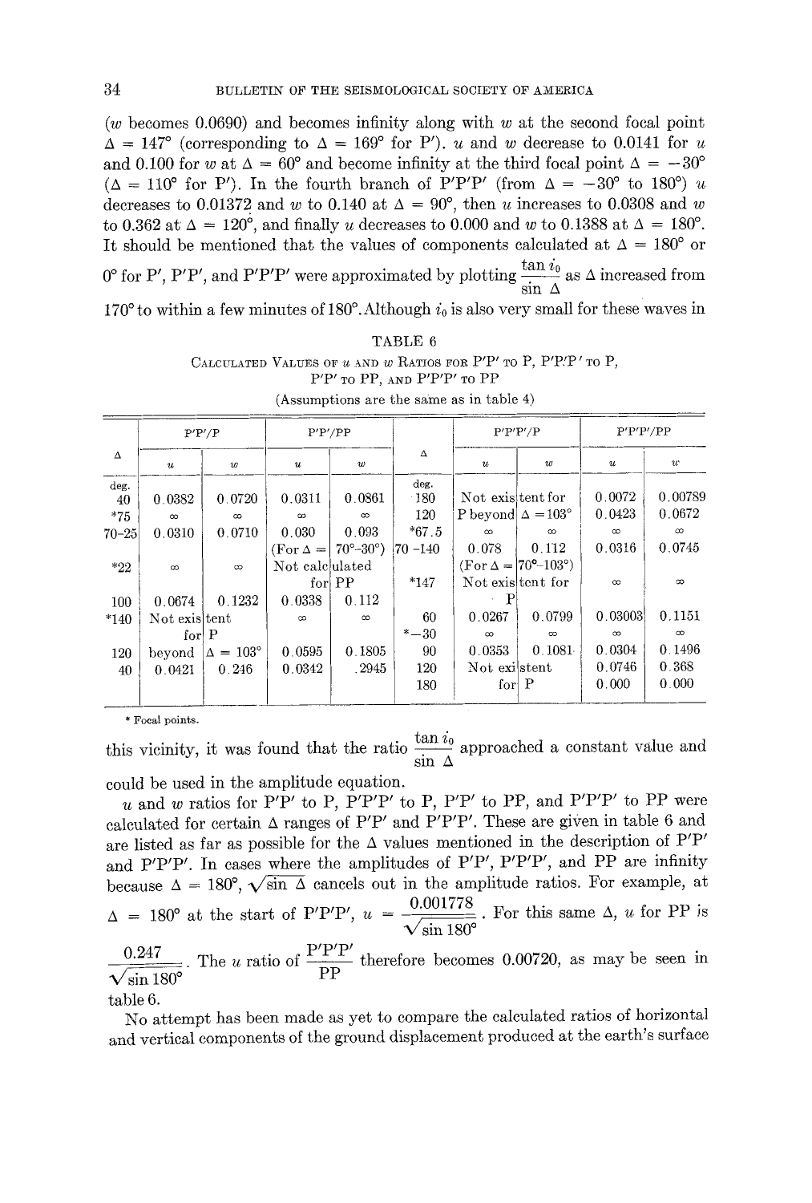($w$ becomes 0.0690) and becomes infinity along with $w$ at the second focal point $\Delta = 147°$ (corresponding to $\Delta = 169°$ for P′). $u$ and $w$ decrease to 0.0141 for $u$ and 0.100 for $w$ at $\Delta = 60°$ and become infinity at the third focal point $\Delta = -30°$ ($\Delta = 110°$ for P′). In the fourth branch of P′P′P′ (from $\Delta = -30°$ to 180°) $u$ decreases to 0.01372 and $w$ to 0.140 at $\Delta = 90°$, then $u$ increases to 0.0308 and $w$ to 0.362 at $\Delta = 120°$, and finally $u$ decreases to 0.000 and $w$ to 0.1388 at $\Delta = 180°$. It should be mentioned that the values of components calculated at $\Delta = 180°$ or 0° for P′, P′P′, and P′P′P′ were approximated by plotting $\frac{\tan i_0}{\sin \Delta}$ as $\Delta$ increased from 170° to within a few minutes of 180°. Although $i_0$ is also very small for these waves in this vicinity, it was found that the ratio $\frac{\tan i_0}{\sin \Delta}$ approached a constant value and could be used in the amplitude equation.

TABLE 6

CALCULATED VALUES OF $u$ AND $w$ RATIOS FOR P′P′ TO P, P′P′P′ TO P, P′P′ TO PP, AND P′P′P′ TO PP

(Assumptions are the same as in table 4)

| Δ | P′P′/P | | P′P′/PP | | Δ | P′P′P′/P | | P′P′P′/PP | |
|---|---|---|---|---|---|---|---|---|---|
| | $u$ | $w$ | $u$ | $w$ | | $u$ | $w$ | $u$ | $w$ |
| deg. | | | | | deg. | | | | |
| 40 | 0.0382 | 0.0720 | 0.0311 | 0.0861 | 180 | Not existent for P beyond Δ = 103° | | 0.0072 | 0.00789 |
| *75 | ∞ | ∞ | ∞ | ∞ | 120 | | | 0.0423 | 0.0672 |
| 70–25 | 0.0310 | 0.0710 | 0.030 | 0.093 | *67.5 | ∞ | ∞ | ∞ | ∞ |
| | | | (For Δ = 70°–30°) | | 70–140 | 0.078 | 0.112 | 0.0316 | 0.0745 |
| *22 | ∞ | ∞ | Not calculated for PP | | | (For Δ = 70°–103°) | | | |
| | | | | | *147 | Not existent for P | | ∞ | ∞ |
| 100 | 0.0674 | 0.1232 | 0.0338 | 0.112 | | | | | |
| *140 | Not existent for P beyond Δ = 103° | | ∞ | ∞ | 60 | 0.0267 | 0.0799 | 0.03003 | 0.1151 |
| | | | | | *−30 | ∞ | ∞ | ∞ | ∞ |
| 120 | | | 0.0595 | 0.1805 | 90 | 0.0353 | 0.1081 | 0.0304 | 0.1496 |
| 40 | 0.0421 | 0.246 | 0.0342 | .2945 | 120 | Not existent for P | | 0.0746 | 0.368 |
| | | | | | 180 | | | 0.000 | 0.000 |

\* Focal points.

$u$ and $w$ ratios for P′P′ to P, P′P′P′ to P, P′P′ to PP, and P′P′P′ to PP were calculated for certain Δ ranges of P′P′ and P′P′P′. These are given in table 6 and are listed as far as possible for the Δ values mentioned in the description of P′P′ and P′P′P′. In cases where the amplitudes of P′P′, P′P′P′, and PP are infinity because $\Delta = 180°$, $\sqrt{\sin \Delta}$ cancels out in the amplitude ratios. For example, at $\Delta = 180°$ at the start of P′P′P′, $u = \frac{0.001778}{\sqrt{\sin 180°}}$. For this same Δ, $u$ for PP is $\frac{0.247}{\sqrt{\sin 180°}}$. The $u$ ratio of $\frac{\text{P′P′P′}}{\text{PP}}$ therefore becomes 0.00720, as may be seen in table 6.

No attempt has been made as yet to compare the calculated ratios of horizontal and vertical components of the ground displacement produced at the earth's surface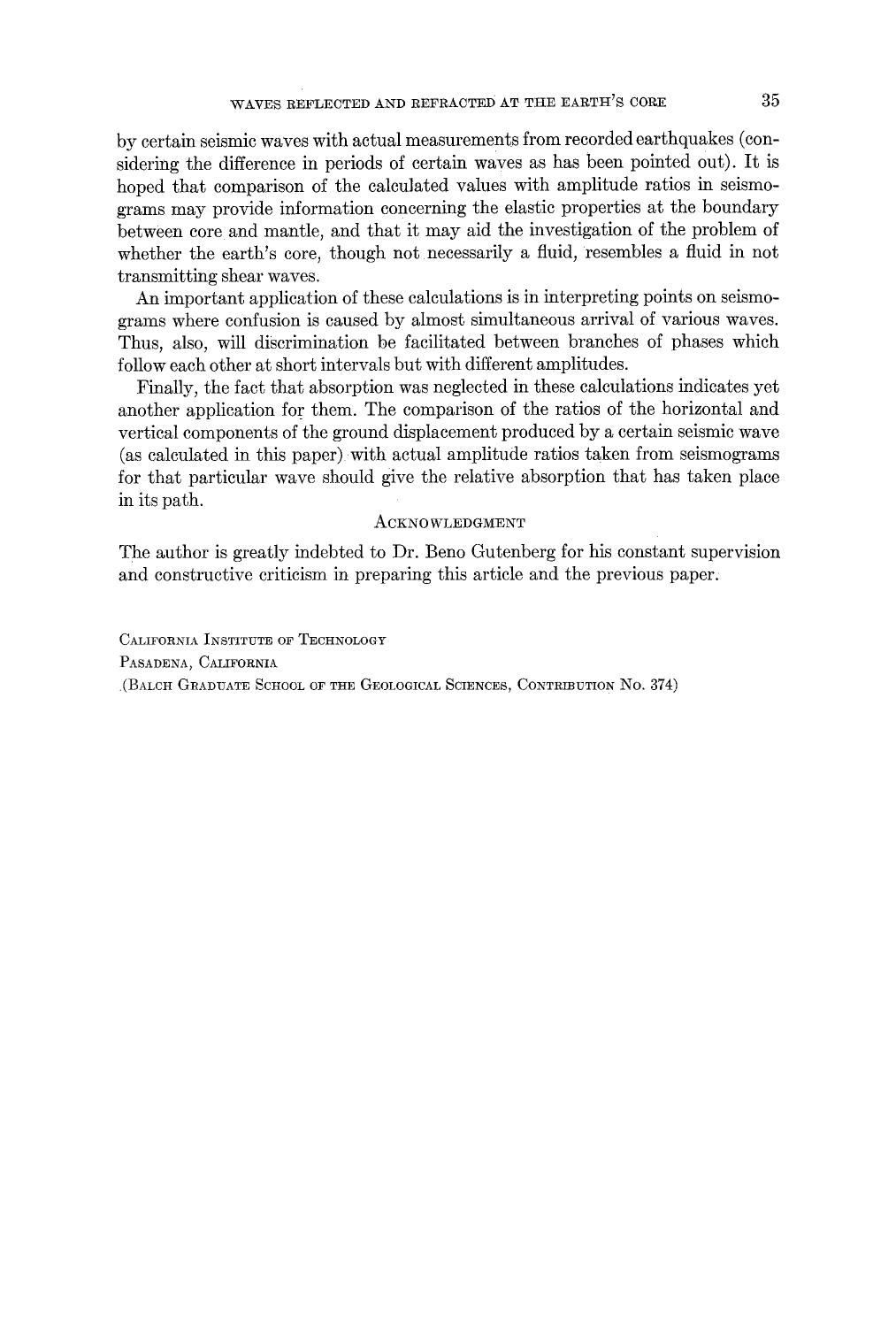by certain seismic waves with actual measurements from recorded earthquakes (considering the difference in periods of certain waves as has been pointed out). It is hoped that comparison of the calculated values with amplitude ratios in seismograms may provide information concerning the elastic properties at the boundary between core and mantle, and that it may aid the investigation of the problem of whether the earth's core, though not necessarily a fluid, resembles a fluid in not transmitting shear waves.

An important application of these calculations is in interpreting points on seismograms where confusion is caused by almost simultaneous arrival of various waves. Thus, also, will discrimination be facilitated between branches of phases which follow each other at short intervals but with different amplitudes.

Finally, the fact that absorption was neglected in these calculations indicates yet another application for them. The comparison of the ratios of the horizontal and vertical components of the ground displacement produced by a certain seismic wave (as calculated in this paper) with actual amplitude ratios taken from seismograms for that particular wave should give the relative absorption that has taken place in its path.

## Acknowledgment

The author is greatly indebted to Dr. Beno Gutenberg for his constant supervision and constructive criticism in preparing this article and the previous paper.

California Institute of Technology
Pasadena, California
(Balch Graduate School of the Geological Sciences, Contribution No. 374)